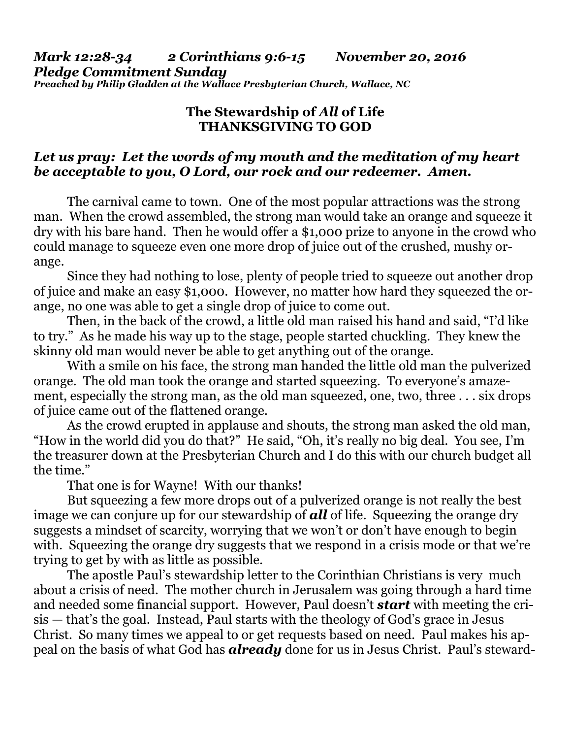***Mark 12:28-34    2 Corinthians 9:6-15    November 20, 2016***
***Pledge Commitment Sunday***
***Preached by Philip Gladden at the Wallace Presbyterian Church, Wallace, NC***

## The Stewardship of *All* of Life
## THANKSGIVING TO GOD

***Let us pray: Let the words of my mouth and the meditation of my heart be acceptable to you, O Lord, our rock and our redeemer. Amen.***

The carnival came to town. One of the most popular attractions was the strong man. When the crowd assembled, the strong man would take an orange and squeeze it dry with his bare hand. Then he would offer a $1,000 prize to anyone in the crowd who could manage to squeeze even one more drop of juice out of the crushed, mushy orange.

Since they had nothing to lose, plenty of people tried to squeeze out another drop of juice and make an easy $1,000. However, no matter how hard they squeezed the orange, no one was able to get a single drop of juice to come out.

Then, in the back of the crowd, a little old man raised his hand and said, "I'd like to try." As he made his way up to the stage, people started chuckling. They knew the skinny old man would never be able to get anything out of the orange.

With a smile on his face, the strong man handed the little old man the pulverized orange. The old man took the orange and started squeezing. To everyone's amazement, especially the strong man, as the old man squeezed, one, two, three . . . six drops of juice came out of the flattened orange.

As the crowd erupted in applause and shouts, the strong man asked the old man, "How in the world did you do that?" He said, "Oh, it's really no big deal. You see, I'm the treasurer down at the Presbyterian Church and I do this with our church budget all the time."

That one is for Wayne! With our thanks!

But squeezing a few more drops out of a pulverized orange is not really the best image we can conjure up for our stewardship of ***all*** of life. Squeezing the orange dry suggests a mindset of scarcity, worrying that we won't or don't have enough to begin with. Squeezing the orange dry suggests that we respond in a crisis mode or that we're trying to get by with as little as possible.

The apostle Paul's stewardship letter to the Corinthian Christians is very much about a crisis of need. The mother church in Jerusalem was going through a hard time and needed some financial support. However, Paul doesn't ***start*** with meeting the crisis — that's the goal. Instead, Paul starts with the theology of God's grace in Jesus Christ. So many times we appeal to or get requests based on need. Paul makes his appeal on the basis of what God has ***already*** done for us in Jesus Christ. Paul's steward-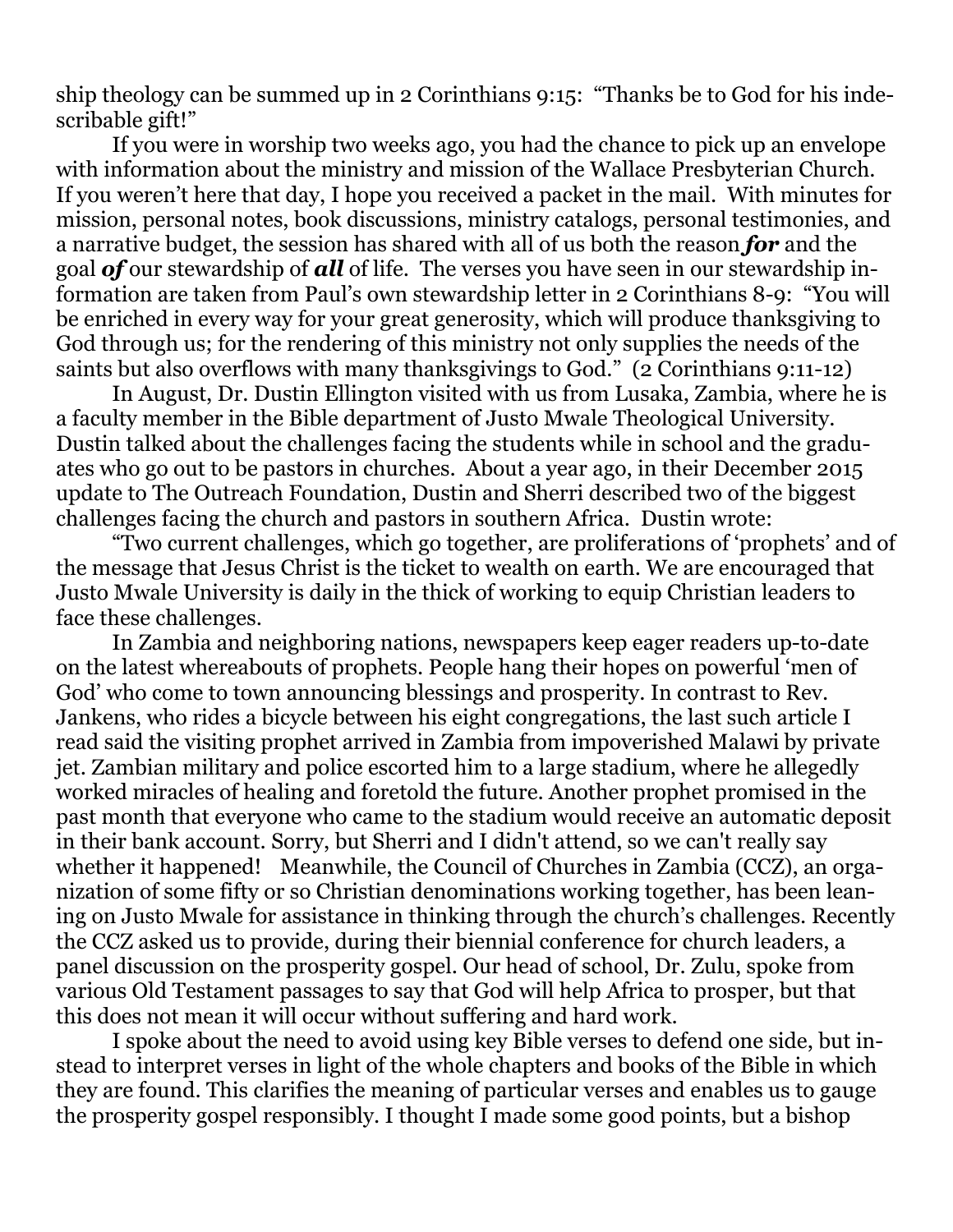ship theology can be summed up in 2 Corinthians 9:15: "Thanks be to God for his indescribable gift!"

If you were in worship two weeks ago, you had the chance to pick up an envelope with information about the ministry and mission of the Wallace Presbyterian Church. If you weren't here that day, I hope you received a packet in the mail. With minutes for mission, personal notes, book discussions, ministry catalogs, personal testimonies, and a narrative budget, the session has shared with all of us both the reason ***for*** and the goal ***of*** our stewardship of ***all*** of life. The verses you have seen in our stewardship information are taken from Paul's own stewardship letter in 2 Corinthians 8-9: "You will be enriched in every way for your great generosity, which will produce thanksgiving to God through us; for the rendering of this ministry not only supplies the needs of the saints but also overflows with many thanksgivings to God." (2 Corinthians 9:11-12)

In August, Dr. Dustin Ellington visited with us from Lusaka, Zambia, where he is a faculty member in the Bible department of Justo Mwale Theological University. Dustin talked about the challenges facing the students while in school and the graduates who go out to be pastors in churches. About a year ago, in their December 2015 update to The Outreach Foundation, Dustin and Sherri described two of the biggest challenges facing the church and pastors in southern Africa. Dustin wrote:

"Two current challenges, which go together, are proliferations of 'prophets' and of the message that Jesus Christ is the ticket to wealth on earth. We are encouraged that Justo Mwale University is daily in the thick of working to equip Christian leaders to face these challenges.

In Zambia and neighboring nations, newspapers keep eager readers up-to-date on the latest whereabouts of prophets. People hang their hopes on powerful 'men of God' who come to town announcing blessings and prosperity. In contrast to Rev. Jankens, who rides a bicycle between his eight congregations, the last such article I read said the visiting prophet arrived in Zambia from impoverished Malawi by private jet. Zambian military and police escorted him to a large stadium, where he allegedly worked miracles of healing and foretold the future. Another prophet promised in the past month that everyone who came to the stadium would receive an automatic deposit in their bank account. Sorry, but Sherri and I didn't attend, so we can't really say whether it happened! Meanwhile, the Council of Churches in Zambia (CCZ), an organization of some fifty or so Christian denominations working together, has been leaning on Justo Mwale for assistance in thinking through the church's challenges. Recently the CCZ asked us to provide, during their biennial conference for church leaders, a panel discussion on the prosperity gospel. Our head of school, Dr. Zulu, spoke from various Old Testament passages to say that God will help Africa to prosper, but that this does not mean it will occur without suffering and hard work.

I spoke about the need to avoid using key Bible verses to defend one side, but instead to interpret verses in light of the whole chapters and books of the Bible in which they are found. This clarifies the meaning of particular verses and enables us to gauge the prosperity gospel responsibly. I thought I made some good points, but a bishop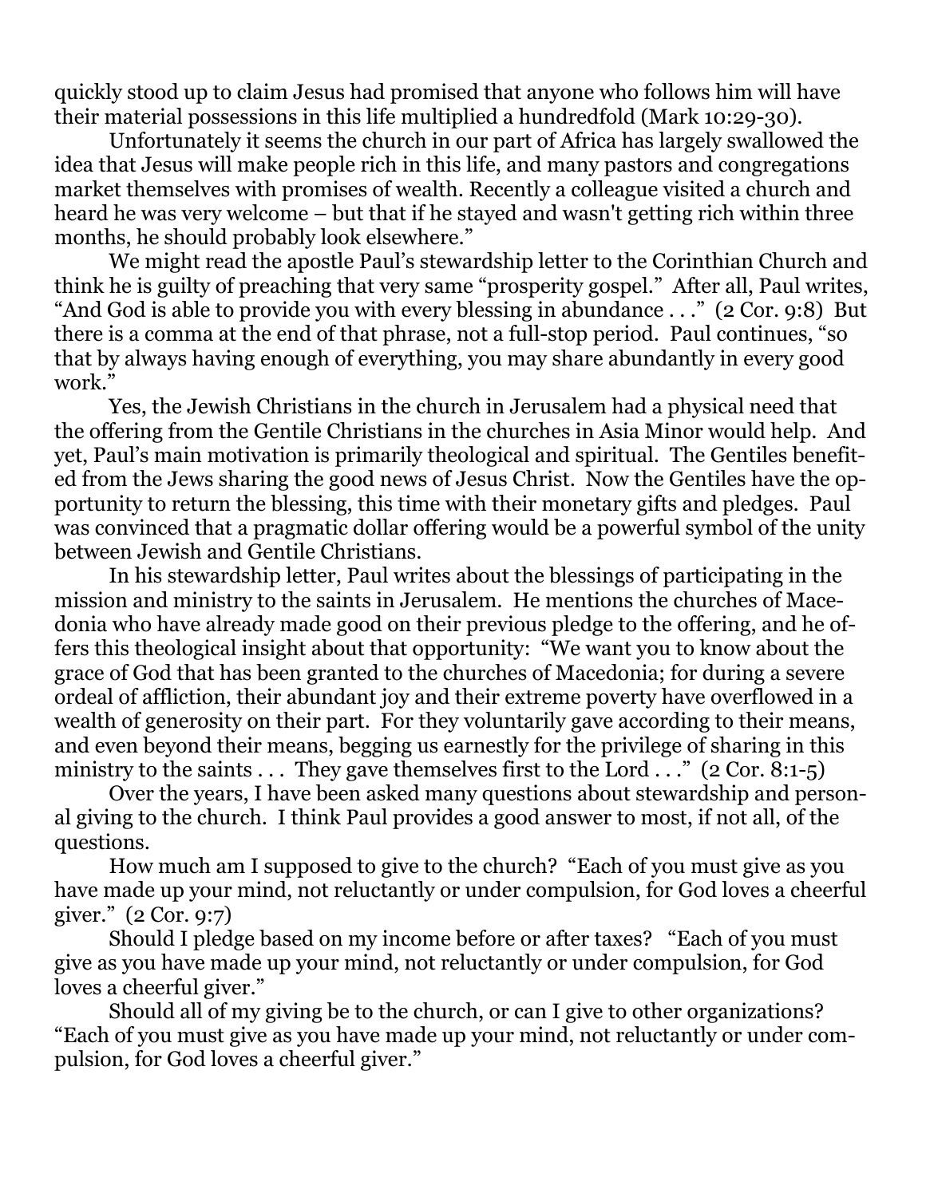quickly stood up to claim Jesus had promised that anyone who follows him will have their material possessions in this life multiplied a hundredfold (Mark 10:29-30).

Unfortunately it seems the church in our part of Africa has largely swallowed the idea that Jesus will make people rich in this life, and many pastors and congregations market themselves with promises of wealth. Recently a colleague visited a church and heard he was very welcome – but that if he stayed and wasn't getting rich within three months, he should probably look elsewhere."

We might read the apostle Paul's stewardship letter to the Corinthian Church and think he is guilty of preaching that very same "prosperity gospel." After all, Paul writes, "And God is able to provide you with every blessing in abundance . . ." (2 Cor. 9:8) But there is a comma at the end of that phrase, not a full-stop period. Paul continues, "so that by always having enough of everything, you may share abundantly in every good work."

Yes, the Jewish Christians in the church in Jerusalem had a physical need that the offering from the Gentile Christians in the churches in Asia Minor would help. And yet, Paul's main motivation is primarily theological and spiritual. The Gentiles benefited from the Jews sharing the good news of Jesus Christ. Now the Gentiles have the opportunity to return the blessing, this time with their monetary gifts and pledges. Paul was convinced that a pragmatic dollar offering would be a powerful symbol of the unity between Jewish and Gentile Christians.

In his stewardship letter, Paul writes about the blessings of participating in the mission and ministry to the saints in Jerusalem. He mentions the churches of Macedonia who have already made good on their previous pledge to the offering, and he offers this theological insight about that opportunity: "We want you to know about the grace of God that has been granted to the churches of Macedonia; for during a severe ordeal of affliction, their abundant joy and their extreme poverty have overflowed in a wealth of generosity on their part. For they voluntarily gave according to their means, and even beyond their means, begging us earnestly for the privilege of sharing in this ministry to the saints . . . They gave themselves first to the Lord . . ." (2 Cor. 8:1-5)

Over the years, I have been asked many questions about stewardship and personal giving to the church. I think Paul provides a good answer to most, if not all, of the questions.

How much am I supposed to give to the church? "Each of you must give as you have made up your mind, not reluctantly or under compulsion, for God loves a cheerful giver." (2 Cor. 9:7)

Should I pledge based on my income before or after taxes? "Each of you must give as you have made up your mind, not reluctantly or under compulsion, for God loves a cheerful giver."

Should all of my giving be to the church, or can I give to other organizations? "Each of you must give as you have made up your mind, not reluctantly or under compulsion, for God loves a cheerful giver."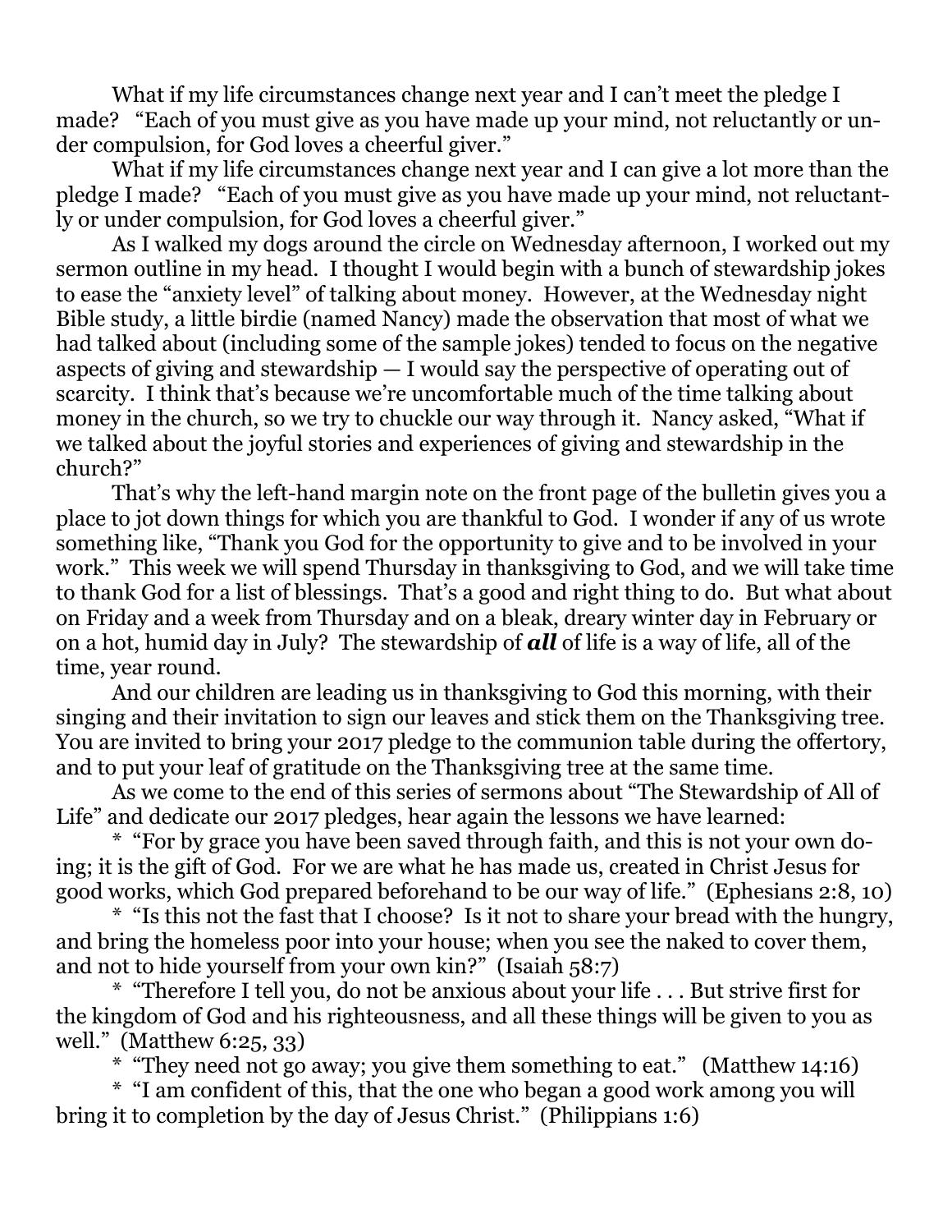What if my life circumstances change next year and I can't meet the pledge I made? "Each of you must give as you have made up your mind, not reluctantly or under compulsion, for God loves a cheerful giver."

What if my life circumstances change next year and I can give a lot more than the pledge I made? "Each of you must give as you have made up your mind, not reluctantly or under compulsion, for God loves a cheerful giver."

As I walked my dogs around the circle on Wednesday afternoon, I worked out my sermon outline in my head. I thought I would begin with a bunch of stewardship jokes to ease the "anxiety level" of talking about money. However, at the Wednesday night Bible study, a little birdie (named Nancy) made the observation that most of what we had talked about (including some of the sample jokes) tended to focus on the negative aspects of giving and stewardship — I would say the perspective of operating out of scarcity. I think that's because we're uncomfortable much of the time talking about money in the church, so we try to chuckle our way through it. Nancy asked, "What if we talked about the joyful stories and experiences of giving and stewardship in the church?"

That's why the left-hand margin note on the front page of the bulletin gives you a place to jot down things for which you are thankful to God. I wonder if any of us wrote something like, "Thank you God for the opportunity to give and to be involved in your work." This week we will spend Thursday in thanksgiving to God, and we will take time to thank God for a list of blessings. That's a good and right thing to do. But what about on Friday and a week from Thursday and on a bleak, dreary winter day in February or on a hot, humid day in July? The stewardship of ***all*** of life is a way of life, all of the time, year round.

And our children are leading us in thanksgiving to God this morning, with their singing and their invitation to sign our leaves and stick them on the Thanksgiving tree. You are invited to bring your 2017 pledge to the communion table during the offertory, and to put your leaf of gratitude on the Thanksgiving tree at the same time.

As we come to the end of this series of sermons about "The Stewardship of All of Life" and dedicate our 2017 pledges, hear again the lessons we have learned:

* "For by grace you have been saved through faith, and this is not your own doing; it is the gift of God. For we are what he has made us, created in Christ Jesus for good works, which God prepared beforehand to be our way of life." (Ephesians 2:8, 10)

* "Is this not the fast that I choose? Is it not to share your bread with the hungry, and bring the homeless poor into your house; when you see the naked to cover them, and not to hide yourself from your own kin?" (Isaiah 58:7)

* "Therefore I tell you, do not be anxious about your life . . . But strive first for the kingdom of God and his righteousness, and all these things will be given to you as well." (Matthew 6:25, 33)

* "They need not go away; you give them something to eat." (Matthew 14:16)

* "I am confident of this, that the one who began a good work among you will bring it to completion by the day of Jesus Christ." (Philippians 1:6)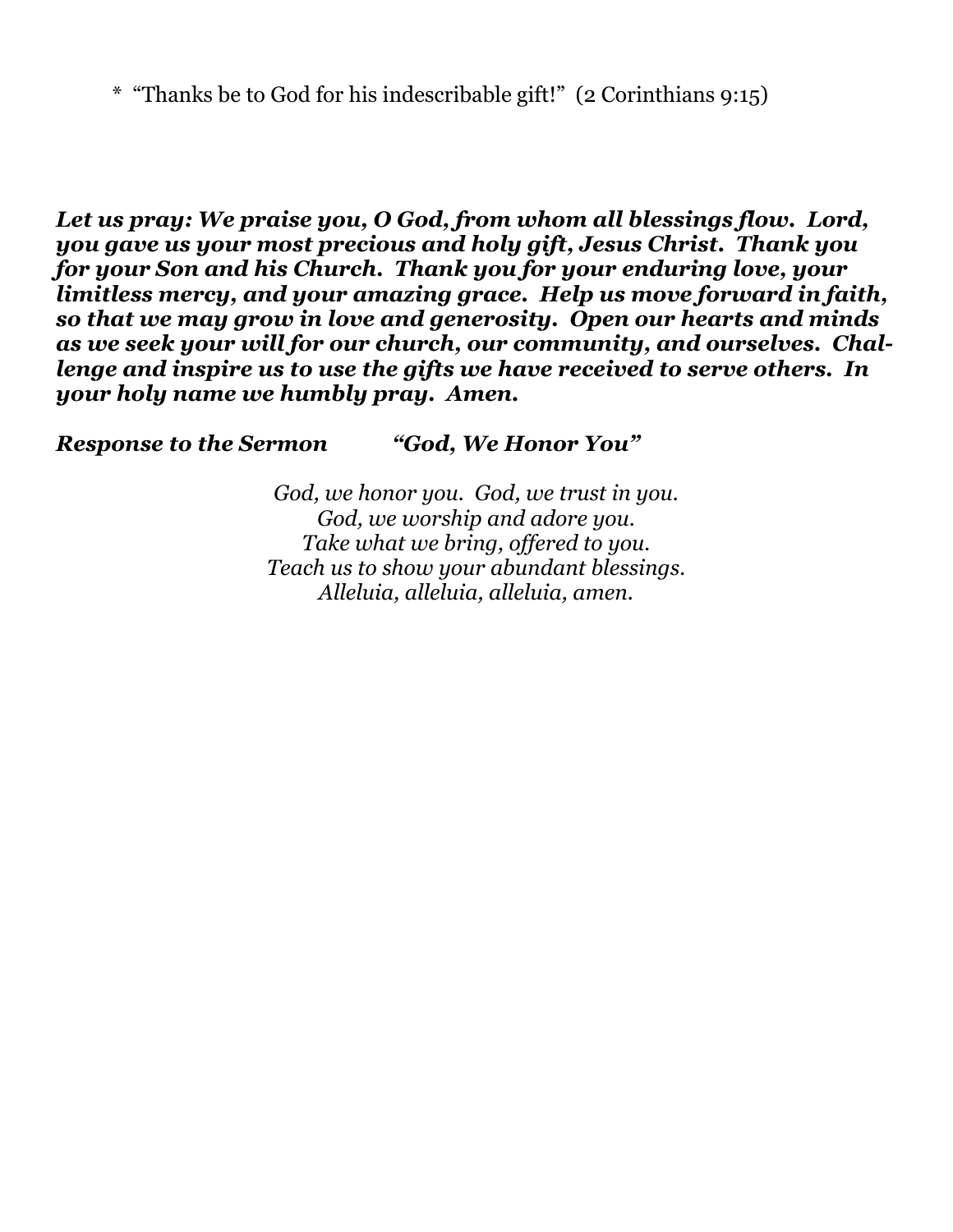* "Thanks be to God for his indescribable gift!" (2 Corinthians 9:15)

***Let us pray: We praise you, O God, from whom all blessings flow. Lord, you gave us your most precious and holy gift, Jesus Christ. Thank you for your Son and his Church. Thank you for your enduring love, your limitless mercy, and your amazing grace. Help us move forward in faith, so that we may grow in love and generosity. Open our hearts and minds as we seek your will for our church, our community, and ourselves. Challenge and inspire us to use the gifts we have received to serve others. In your holy name we humbly pray. Amen.***

***Response to the Sermon*** ***"God, We Honor You"***

*God, we honor you. God, we trust in you.*
*God, we worship and adore you.*
*Take what we bring, offered to you.*
*Teach us to show your abundant blessings.*
*Alleluia, alleluia, alleluia, amen.*